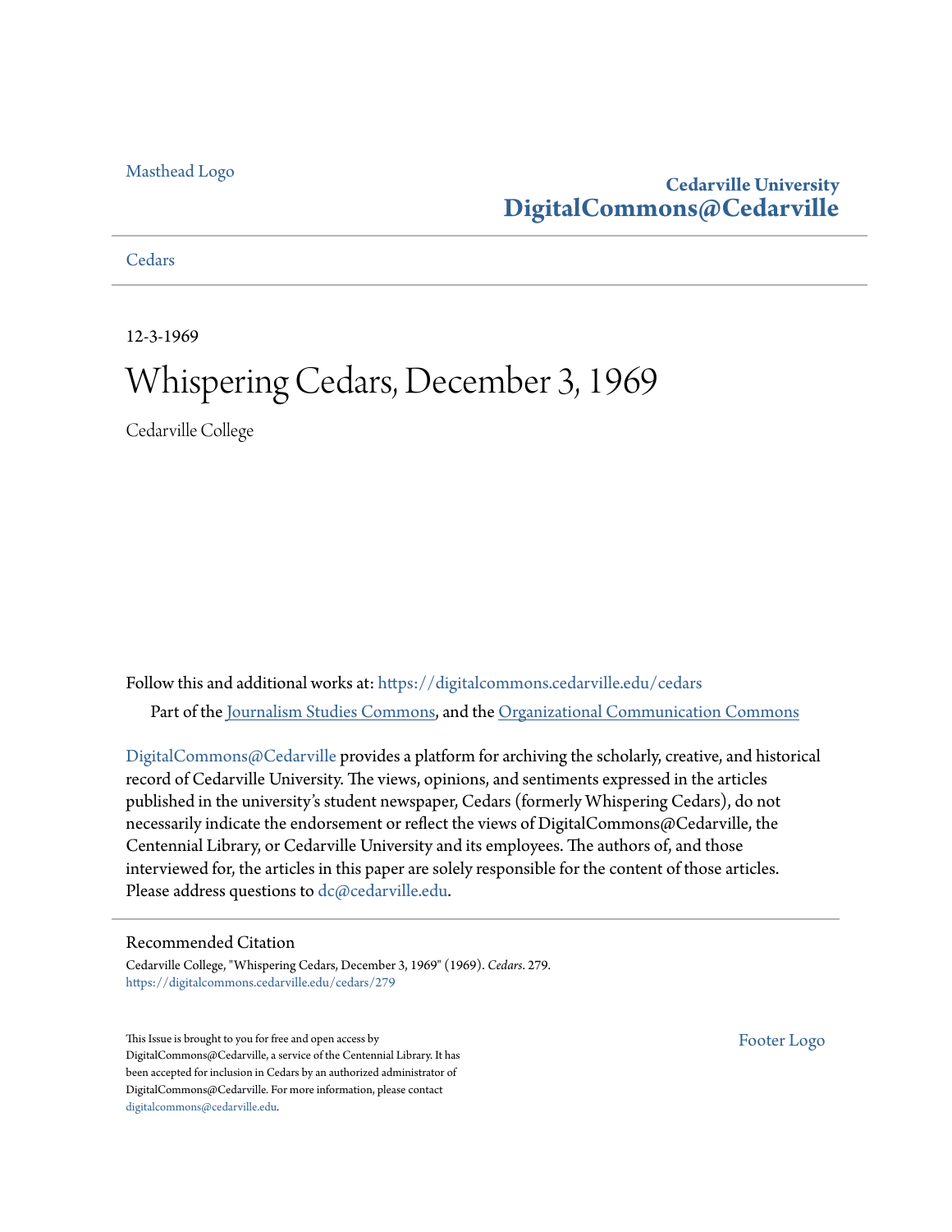Masthead Logo

**Cedarville University**
**DigitalCommons@Cedarville**

Cedars

12-3-1969

# Whispering Cedars, December 3, 1969

Cedarville College

Follow this and additional works at: https://digitalcommons.cedarville.edu/cedars

Part of the Journalism Studies Commons, and the Organizational Communication Commons

DigitalCommons@Cedarville provides a platform for archiving the scholarly, creative, and historical record of Cedarville University. The views, opinions, and sentiments expressed in the articles published in the university's student newspaper, Cedars (formerly Whispering Cedars), do not necessarily indicate the endorsement or reflect the views of DigitalCommons@Cedarville, the Centennial Library, or Cedarville University and its employees. The authors of, and those interviewed for, the articles in this paper are solely responsible for the content of those articles. Please address questions to dc@cedarville.edu.

## Recommended Citation

Cedarville College, "Whispering Cedars, December 3, 1969" (1969). *Cedars*. 279.
https://digitalcommons.cedarville.edu/cedars/279

This Issue is brought to you for free and open access by DigitalCommons@Cedarville, a service of the Centennial Library. It has been accepted for inclusion in Cedars by an authorized administrator of DigitalCommons@Cedarville. For more information, please contact digitalcommons@cedarville.edu.

Footer Logo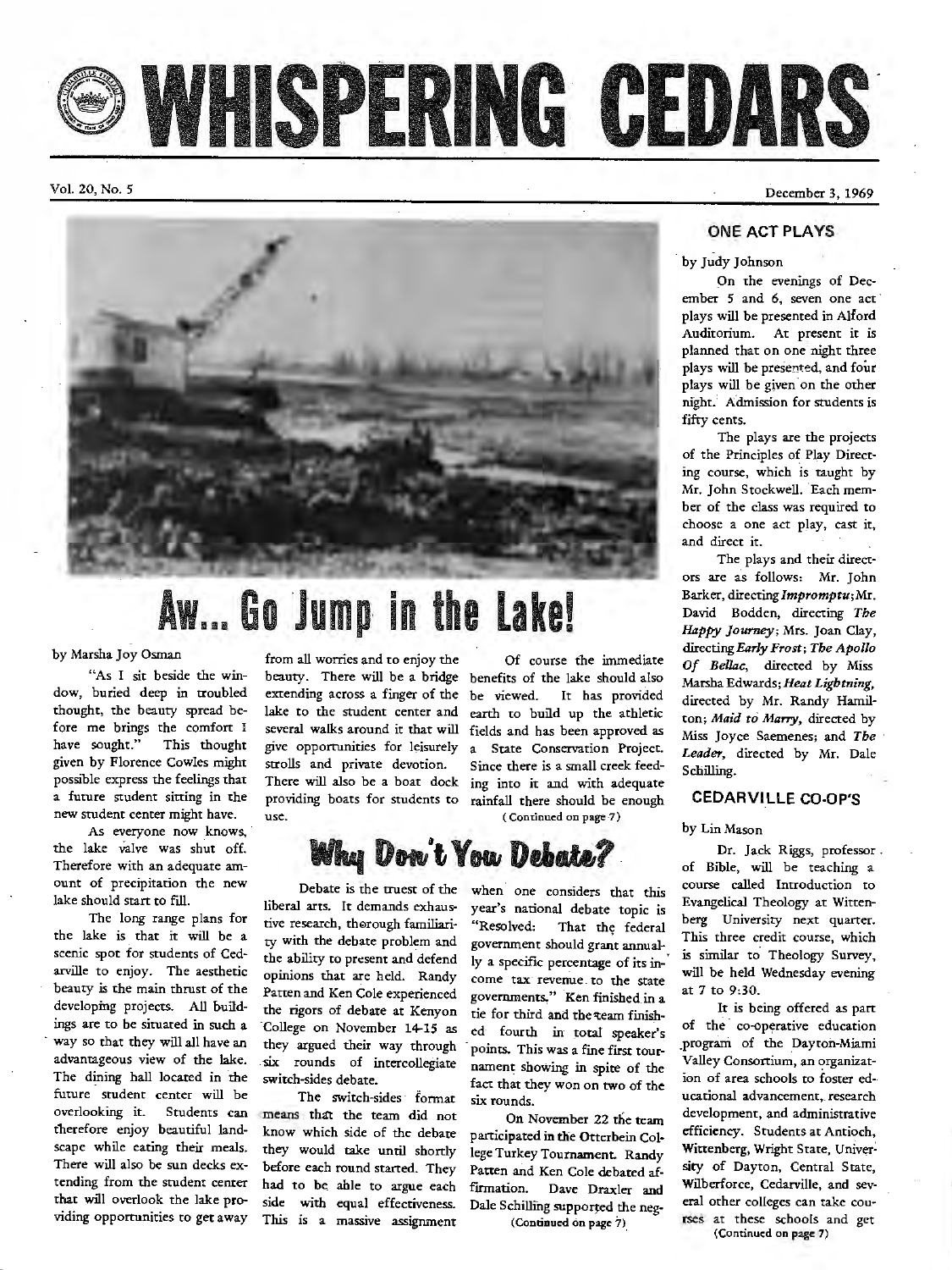# WHISPERING CEDARS

Vol. 20, No. 5 — December 3, 1969

# Aw... Go Jump in the Lake!

by Marsha Joy Osman

"As I sit beside the window, buried deep in troubled thought, the beauty spread before me brings the comfort I have sought." This thought given by Florence Cowles might possible express the feelings that a future student sitting in the new student center might have.

As everyone now knows, the lake valve was shut off. Therefore with an adequate amount of precipitation the new lake should start to fill.

The long range plans for the lake is that it will be a scenic spot for students of Cedarville to enjoy. The aesthetic beauty is the main thrust of the developing projects. All buildings are to be situated in such a way so that they will all have an advantageous view of the lake. The dining hall located in the future student center will be overlooking it. Students can therefore enjoy beautiful landscape while eating their meals. There will also be sun decks extending from the student center that will overlook the lake providing opportunities to get away from all worries and to enjoy the beauty. There will be a bridge extending across a finger of the lake to the student center and several walks around it that will give opportunities for leisurely strolls and private devotion. There will also be a boat dock providing boats for students to use.

Of course the immediate benefits of the lake should also be viewed. It has provided earth to build up the athletic fields and has been approved as a State Conservation Project. Since there is a small creek feeding into it and with adequate rainfall there should be enough

(Continued on page 7)

# Why Don't You Debate?

Debate is the truest of the liberal arts. It demands exhaustive research, thorough familiarity with the debate problem and the ability to present and defend opinions that are held. Randy Patten and Ken Cole experienced the rigors of debate at Kenyon College on November 14-15 as they argued their way through six rounds of intercollegiate switch-sides debate.

The switch-sides format means that the team did not know which side of the debate they would take until shortly before each round started. They had to be able to argue each side with equal effectiveness. This is a massive assignment when one considers that this year's national debate topic is "Resolved: That the federal government should grant annually a specific percentage of its income tax revenue to the state governments." Ken finished in a tie for third and the team finished fourth in total speaker's points. This was a fine first tournament showing in spite of the fact that they won on two of the six rounds.

On November 22 the team participated in the Otterbein College Turkey Tournament. Randy Patten and Ken Cole debated affirmation. Dave Draxler and Dale Schilling supported the neg-

(Continued on page 7)

## ONE ACT PLAYS

by Judy Johnson

On the evenings of December 5 and 6, seven one act plays will be presented in Alford Auditorium. At present it is planned that on one night three plays will be presented, and four plays will be given on the other night. Admission for students is fifty cents.

The plays are the projects of the Principles of Play Directing course, which is taught by Mr. John Stockwell. Each member of the class was required to choose a one act play, cast it, and direct it.

The plays and their directors are as follows: Mr. John Barker, directing *Impromptu*; Mr. David Bodden, directing *The Happy Journey*; Mrs. Joan Clay, directing *Early Frost*; *The Apollo Of Bellac*, directed by Miss Marsha Edwards; *Heat Lightning*, directed by Mr. Randy Hamilton; *Maid to Marry*, directed by Miss Joyce Saemenes; and *The Leader*, directed by Mr. Dale Schilling.

## CEDARVILLE CO-OP'S

by Lin Mason

Dr. Jack Riggs, professor of Bible, will be teaching a course called Introduction to Evangelical Theology at Wittenberg University next quarter. This three credit course, which is similar to Theology Survey, will be held Wednesday evening at 7 to 9:30.

It is being offered as part of the co-operative education program of the Dayton-Miami Valley Consortium, an organization of area schools to foster educational advancement, research development, and administrative efficiency. Students at Antioch, Wittenberg, Wright State, University of Dayton, Central State, Wilberforce, Cedarville, and several other colleges can take courses at these schools and get

(Continued on page 7)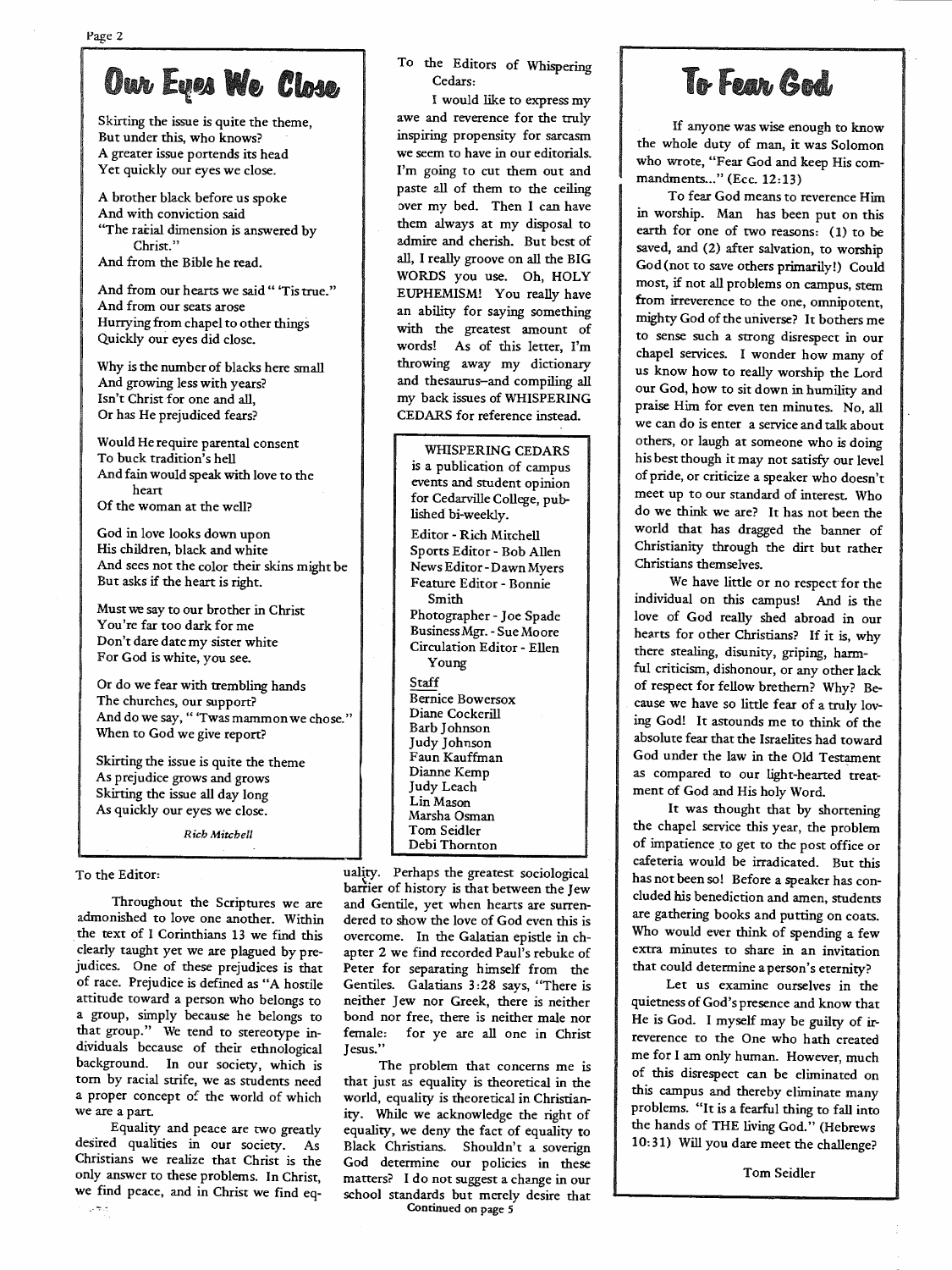## Our Eyes We Close

Skirting the issue is quite the theme,
But under this, who knows?
A greater issue portends its head
Yet quickly our eyes we close.

A brother black before us spoke
And with conviction said
"The racial dimension is answered by
Christ."
And from the Bible he read.

And from our hearts we said " 'Tis true."
And from our seats arose
Hurrying from chapel to other things
Quickly our eyes did close.

Why is the number of blacks here small
And growing less with years?
Isn't Christ for one and all,
Or has He prejudiced fears?

Would He require parental consent
To buck tradition's hell
And fain would speak with love to the
heart
Of the woman at the well?

God in love looks down upon
His children, black and white
And sees not the color their skins might be
But asks if the heart is right.

Must we say to our brother in Christ
You're far too dark for me
Don't dare date my sister white
For God is white, you see.

Or do we fear with trembling hands
The churches, our support?
And do we say, " 'Twas mammon we chose."
When to God we give report?

Skirting the issue is quite the theme
As prejudice grows and grows
Skirting the issue all day long
As quickly our eyes we close.

*Rich Mitchell*

To the Editor:

Throughout the Scriptures we are admonished to love one another. Within the text of I Corinthians 13 we find this clearly taught yet we are plagued by prejudices. One of these prejudices is that of race. Prejudice is defined as "A hostile attitude toward a person who belongs to a group, simply because he belongs to that group." We tend to stereotype individuals because of their ethnological background. In our society, which is torn by racial strife, we as students need a proper concept of the world of which we are a part.

Equality and peace are two greatly desired qualities in our society. As Christians we realize that Christ is the only answer to these problems. In Christ, we find peace, and in Christ we find equality. Perhaps the greatest sociological barrier of history is that between the Jew and Gentile, yet when hearts are surrendered to show the love of God even this is overcome. In the Galatian epistle in chapter 2 we find recorded Paul's rebuke of Peter for separating himself from the Gentiles. Galatians 3:28 says, "There is neither Jew nor Greek, there is neither bond nor free, there is neither male nor female: for ye are all one in Christ Jesus."

The problem that concerns me is that just as equality is theoretical in the world, equality is theoretical in Christianity. While we acknowledge the right of equality, we deny the fact of equality to Black Christians. Shouldn't a soverign God determine our policies in these matters? I do not suggest a change in our school standards but merely desire that

Continued on page 5

To the Editors of Whispering Cedars:

I would like to express my awe and reverence for the truly inspiring propensity for sarcasm we seem to have in our editorials. I'm going to cut them out and paste all of them to the ceiling over my bed. Then I can have them always at my disposal to admire and cherish. But best of all, I really groove on all the BIG WORDS you use. Oh, HOLY EUPHEMISM! You really have an ability for saying something with the greatest amount of words! As of this letter, I'm throwing away my dictionary and thesaurus–and compiling all my back issues of WHISPERING CEDARS for reference instead.

WHISPERING CEDARS is a publication of campus events and student opinion for Cedarville College, published bi-weekly.

Editor - Rich Mitchell
Sports Editor - Bob Allen
News Editor - Dawn Myers
Feature Editor - Bonnie Smith
Photographer - Joe Spade
Business Mgr. - Sue Moore
Circulation Editor - Ellen Young

Staff
Bernice Bowersox
Diane Cockerill
Barb Johnson
Judy Johnson
Faun Kauffman
Dianne Kemp
Judy Leach
Lin Mason
Marsha Osman
Tom Seidler
Debi Thornton

## To Fear God

If anyone was wise enough to know the whole duty of man, it was Solomon who wrote, "Fear God and keep His commandments..." (Ecc. 12:13)

To fear God means to reverence Him in worship. Man has been put on this earth for one of two reasons: (1) to be saved, and (2) after salvation, to worship God (not to save others primarily!) Could most, if not all problems on campus, stem from irreverence to the one, omnipotent, mighty God of the universe? It bothers me to sense such a strong disrespect in our chapel services. I wonder how many of us know how to really worship the Lord our God, how to sit down in humility and praise Him for even ten minutes. No, all we can do is enter a service and talk about others, or laugh at someone who is doing his best though it may not satisfy our level of pride, or criticize a speaker who doesn't meet up to our standard of interest. Who do we think we are? It has not been the world that has dragged the banner of Christianity through the dirt but rather Christians themselves.

We have little or no respect for the individual on this campus! And is the love of God really shed abroad in our hearts for other Christians? If it is, why there stealing, disunity, griping, harmful criticism, dishonour, or any other lack of respect for fellow brethern? Why? Because we have so little fear of a truly loving God! It astounds me to think of the absolute fear that the Israelites had toward God under the law in the Old Testament as compared to our light-hearted treatment of God and His holy Word.

It was thought that by shortening the chapel service this year, the problem of impatience to get to the post office or cafeteria would be irradicated. But this has not been so! Before a speaker has concluded his benediction and amen, students are gathering books and putting on coats. Who would ever think of spending a few extra minutes to share in an invitation that could determine a person's eternity?

Let us examine ourselves in the quietness of God's presence and know that He is God. I myself may be guilty of irreverence to the One who hath created me for I am only human. However, much of this disrespect can be eliminated on this campus and thereby eliminate many problems. "It is a fearful thing to fall into the hands of THE living God." (Hebrews 10:31) Will you dare meet the challenge?

Tom Seidler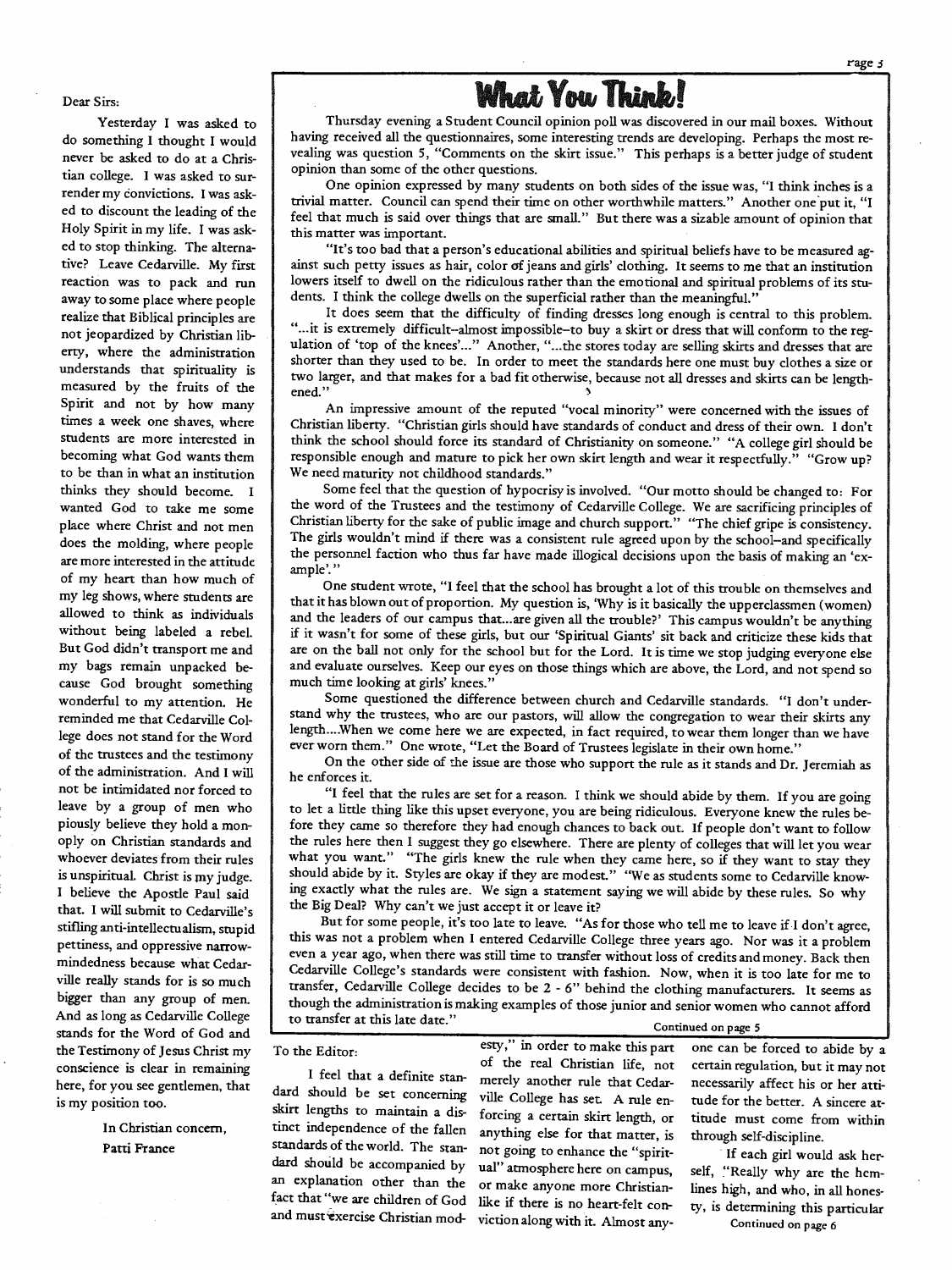Dear Sirs:

Yesterday I was asked to do something I thought I would never be asked to do at a Christian college. I was asked to surrender my convictions. I was asked to discount the leading of the Holy Spirit in my life. I was asked to stop thinking. The alternative? Leave Cedarville. My first reaction was to pack and run away to some place where people realize that Biblical principles are not jeopardized by Christian liberty, where the administration understands that spirituality is measured by the fruits of the Spirit and not by how many times a week one shaves, where students are more interested in becoming what God wants them to be than in what an institution thinks they should become. I wanted God to take me some place where Christ and not men does the molding, where people are more interested in the attitude of my heart than how much of my leg shows, where students are allowed to think as individuals without being labeled a rebel. But God didn't transport me and my bags remain unpacked because God brought something wonderful to my attention. He reminded me that Cedarville College does not stand for the Word of the trustees and the testimony of the administration. And I will not be intimidated nor forced to leave by a group of men who piously believe they hold a monopoly on Christian standards and whoever deviates from their rules is unspiritual. Christ is my judge. I believe the Apostle Paul said that. I will submit to Cedarville's stifling anti-intellectualism, stupid pettiness, and oppressive narrow-mindedness because what Cedarville really stands for is so much bigger than any group of men. And as long as Cedarville College stands for the Word of God and the Testimony of Jesus Christ my conscience is clear in remaining here, for you see gentlemen, that is my position too.

In Christian concern,
Patti France

# What You Think!

Thursday evening a Student Council opinion poll was discovered in our mail boxes. Without having received all the questionnaires, some interesting trends are developing. Perhaps the most revealing was question 5, "Comments on the skirt issue." This perhaps is a better judge of student opinion than some of the other questions.

One opinion expressed by many students on both sides of the issue was, "I think inches is a trivial matter. Council can spend their time on other worthwhile matters." Another one put it, "I feel that much is said over things that are small." But there was a sizable amount of opinion that this matter was important.

"It's too bad that a person's educational abilities and spiritual beliefs have to be measured against such petty issues as hair, color of jeans and girls' clothing. It seems to me that an institution lowers itself to dwell on the ridiculous rather than the emotional and spiritual problems of its students. I think the college dwells on the superficial rather than the meaningful."

It does seem that the difficulty of finding dresses long enough is central to this problem. "...it is extremely difficult--almost impossible--to buy a skirt or dress that will conform to the regulation of 'top of the knees'..." Another, "...the stores today are selling skirts and dresses that are shorter than they used to be. In order to meet the standards here one must buy clothes a size or two larger, and that makes for a bad fit otherwise, because not all dresses and skirts can be lengthened."

An impressive amount of the reputed "vocal minority" were concerned with the issues of Christian liberty. "Christian girls should have standards of conduct and dress of their own. I don't think the school should force its standard of Christianity on someone." "A college girl should be responsible enough and mature to pick her own skirt length and wear it respectfully." "Grow up? We need maturity not childhood standards."

Some feel that the question of hypocrisy is involved. "Our motto should be changed to: For the word of the Trustees and the testimony of Cedarville College. We are sacrificing principles of Christian liberty for the sake of public image and church support." "The chief gripe is consistency. The girls wouldn't mind if there was a consistent rule agreed upon by the school--and specifically the personnel faction who thus far have made illogical decisions upon the basis of making an 'example'."

One student wrote, "I feel that the school has brought a lot of this trouble on themselves and that it has blown out of proportion. My question is, 'Why is it basically the upperclassmen (women) and the leaders of our campus that...are given all the trouble?' This campus wouldn't be anything if it wasn't for some of these girls, but our 'Spiritual Giants' sit back and criticize these kids that are on the ball not only for the school but for the Lord. It is time we stop judging everyone else and evaluate ourselves. Keep our eyes on those things which are above, the Lord, and not spend so much time looking at girls' knees."

Some questioned the difference between church and Cedarville standards. "I don't understand why the trustees, who are our pastors, will allow the congregation to wear their skirts any length....When we come here we are expected, in fact required, to wear them longer than we have ever worn them." One wrote, "Let the Board of Trustees legislate in their own home."

On the other side of the issue are those who support the rule as it stands and Dr. Jeremiah as he enforces it.

"I feel that the rules are set for a reason. I think we should abide by them. If you are going to let a little thing like this upset everyone, you are being ridiculous. Everyone knew the rules before they came so therefore they had enough chances to back out. If people don't want to follow the rules here then I suggest they go elsewhere. There are plenty of colleges that will let you wear what you want." "The girls knew the rule when they came here, so if they want to stay they should abide by it. Styles are okay if they are modest." "We as students some to Cedarville knowing exactly what the rules are. We sign a statement saying we will abide by these rules. So why the Big Deal? Why can't we just accept it or leave it?

But for some people, it's too late to leave. "As for those who tell me to leave if I don't agree, this was not a problem when I entered Cedarville College three years ago. Nor was it a problem even a year ago, when there was still time to transfer without loss of credits and money. Back then Cedarville College's standards were consistent with fashion. Now, when it is too late for me to transfer, Cedarville College decides to be 2 - 6" behind the clothing manufacturers. It seems as though the administration is making examples of those junior and senior women who cannot afford to transfer at this late date."

Continued on page 5

To the Editor:

I feel that a definite standard should be set concerning skirt lengths to maintain a distinct independence of the fallen standards of the world. The standard should be accompanied by an explanation other than the fact that "we are children of God and must exercise Christian modesty," in order to make this part of the real Christian life, not merely another rule that Cedarville College has set. A rule enforcing a certain skirt length, or anything else for that matter, is not going to enhance the "spiritual" atmosphere here on campus, or make anyone more Christian-like if there is no heart-felt conviction along with it. Almost anyone can be forced to abide by a certain regulation, but it may not necessarily affect his or her attitude for the better. A sincere attitude must come from within through self-discipline.

If each girl would ask herself, "Really why are the hemlines high, and who, in all honesty, is determining this particular

Continued on page 6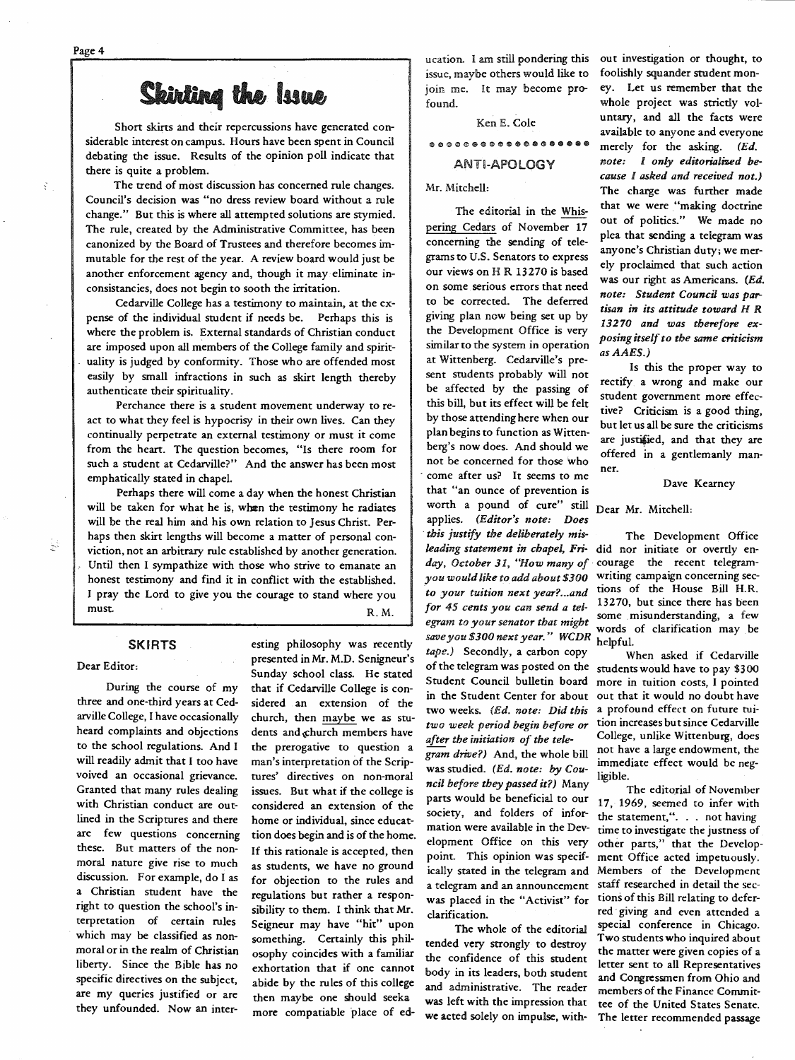# Skirting the Issue

Short skirts and their repercussions have generated considerable interest on campus. Hours have been spent in Council debating the issue. Results of the opinion poll indicate that there is quite a problem.

The trend of most discussion has concerned rule changes. Council's decision was "no dress review board without a rule change." But this is where all attempted solutions are stymied. The rule, created by the Administrative Committee, has been canonized by the Board of Trustees and therefore becomes immutable for the rest of the year. A review board would just be another enforcement agency and, though it may eliminate inconsistancies, does not begin to sooth the irritation.

Cedarville College has a testimony to maintain, at the expense of the individual student if needs be. Perhaps this is where the problem is. External standards of Christian conduct are imposed upon all members of the College family and spirituality is judged by conformity. Those who are offended most easily by small infractions in such as skirt length thereby authenticate their spirituality.

Perchance there is a student movement underway to react to what they feel is hypocrisy in their own lives. Can they continually perpetrate an external testimony or must it come from the heart. The question becomes, "Is there room for such a student at Cedarville?" And the answer has been most emphatically stated in chapel.

Perhaps there will come a day when the honest Christian will be taken for what he is, when the testimony he radiates will be the real him and his own relation to Jesus Christ. Perhaps then skirt lengths will become a matter of personal conviction, not an arbitrary rule established by another generation. Until then I sympathize with those who strive to emanate an honest testimony and find it in conflict with the established. I pray the Lord to give you the courage to stand where you must.

R. M.

## SKIRTS

Dear Editor:

During the course of my three and one-third years at Cedarville College, I have occasionally heard complaints and objections to the school regulations. And I will readily admit that I too have voiced an occasional grievance. Granted that many rules dealing with Christian conduct are outlined in the Scriptures and there are few questions concerning these. But matters of the non-moral nature give rise to much discussion. For example, do I as a Christian student have the right to question the school's interpretation of certain rules which may be classified as non-moral or in the realm of Christian liberty. Since the Bible has no specific directives on the subject, are my queries justified or are they unfounded. Now an interesting philosophy was recently presented in Mr. M.D. Senigneur's Sunday school class. He stated that if Cedarville College is considered an extension of the church, then maybe we as students and church members have the prerogative to question a man's interpretation of the Scriptures' directives on non-moral issues. But what if the college is considered an extension of the home or individual, since education does begin and is of the home. If this rationale is accepted, then as students, we have no ground for objection to the rules and regulations but rather a responsibility to them. I think that Mr. Seigneur may have "hit" upon something. Certainly this philosophy coincides with a familiar exhortation that if one cannot abide by the rules of this college then maybe one should seeka more compatiable place of education. I am still pondering this issue, maybe others would like to join me. It may become profound.

Ken E. Cole

## ANTI-APOLOGY

Mr. Mitchell:

The editorial in the Whispering Cedars of November 17 concerning the sending of telegrams to U.S. Senators to express our views on H R 13270 is based on some serious errors that need to be corrected. The deferred giving plan now being set up by the Development Office is very similar to the system in operation at Wittenberg. Cedarville's present students probably will not be affected by the passing of this bill, but its effect will be felt by those attending here when our plan begins to function as Wittenberg's now does. And should we not be concerned for those who come after us? It seems to me that "an ounce of prevention is worth a pound of cure" still applies. *(Editor's note: Does this justify the deliberately misleading statement in chapel, Friday, October 31, "How many of you would like to add about $300 to your tuition next year?...and for 45 cents you can send a telegram to your senator that might save you $300 next year." WCDR tape.)* Secondly, a carbon copy of the telegram was posted on the Student Council bulletin board in the Student Center for about two weeks. *(Ed. note: Did this two week period begin before or after the initiation of the telegram drive?)* And, the whole bill was studied. *(Ed. note: by Council before they passed it?)* Many parts would be beneficial to our society, and folders of information were available in the Development Office on this very point. This opinion was specifically stated in the telegram and a telegram and an announcement was placed in the "Activist" for clarification.

The whole of the editorial tended very strongly to destroy the confidence of this student body in its leaders, both student and administrative. The reader was left with the impression that we acted solely on impulse, without investigation or thought, to foolishly squander student money. Let us remember that the whole project was strictly voluntary, and all the facts were available to anyone and everyone merely for the asking. *(Ed. note: I only editorialized because I asked and received not.)* The charge was further made that we were "making doctrine out of politics." We made no plea that sending a telegram was anyone's Christian duty; we merely proclaimed that such action was our right as Americans. *(Ed. note: Student Council was partisan in its attitude toward H R 13270 and was therefore exposing itself to the same criticism as AAES.)*

Is this the proper way to rectify a wrong and make our student government more effective? Criticism is a good thing, but let us all be sure the criticisms are justified, and that they are offered in a gentlemanly manner.

Dave Kearney

Dear Mr. Mitchell:

The Development Office did nor initiate or overtly encourage the recent telegram-writing campaign concerning sections of the House Bill H.R. 13270, but since there has been some misunderstanding, a few words of clarification may be helpful.

When asked if Cedarville students would have to pay $300 more in tuition costs, I pointed out that it would no doubt have a profound effect on future tuition increases but since Cedarville College, unlike Wittenburg, does not have a large endowment, the immediate effect would be negligible.

The editorial of November 17, 1969, seemed to infer with the statement,". . . not having time to investigate the justness of other parts," that the Development Office acted impetuously. Members of the Development staff researched in detail the sections of this Bill relating to deferred giving and even attended a special conference in Chicago. Two students who inquired about the matter were given copies of a letter sent to all Representatives and Congressmen from Ohio and members of the Finance Committee of the United States Senate. The letter recommended passage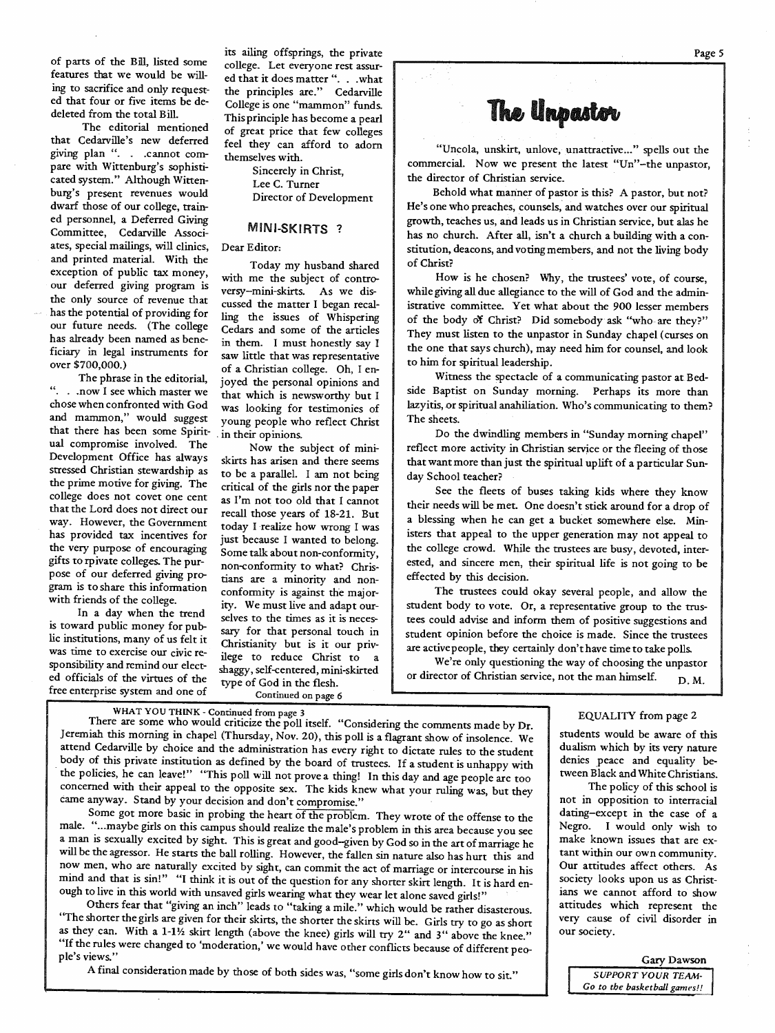of parts of the Bill, listed some features that we would be willing to sacrifice and only requested that four or five items be deleted from the total Bill.

The editorial mentioned that Cedarville's new deferred giving plan ". . .cannot compare with Wittenburg's sophisticated system." Although Wittenburg's present revenues would dwarf those of our college, trained personnel, a Deferred Giving Committee, Cedarville Associates, special mailings, will clinics, and printed material. With the exception of public tax money, our deferred giving program is the only source of revenue that has the potential of providing for our future needs. (The college has already been named as beneficiary in legal instruments for over $700,000.)

The phrase in the editorial, ". . .now I see which master we chose when confronted with God and mammon," would suggest that there has been some Spiritual compromise involved. The Development Office has always stressed Christian stewardship as the prime motive for giving. The college does not covet one cent that the Lord does not direct our way. However, the Government has provided tax incentives for the very purpose of encouraging gifts to rpivate colleges. The purpose of our deferred giving program is to share this information with friends of the college.

In a day when the trend is toward public money for public institutions, many of us felt it was time to exercise our civic responsibility and remind our elected officials of the virtues of the free enterprise system and one of its ailing offsprings, the private college. Let everyone rest assured that it does matter ". . .what the principles are." Cedarville College is one "mammon" funds. This principle has become a pearl of great price that few colleges feel they can afford to adorn themselves with.

Sincerely in Christ,
Lee C. Turner
Director of Development

## MINI-SKIRTS ?

Dear Editor:

Today my husband shared with me the subject of controversy–mini-skirts. As we discussed the matter I began recalling the issues of Whispering Cedars and some of the articles in them. I must honestly say I saw little that was representative of a Christian college. Oh, I enjoyed the personal opinions and that which is newsworthy but I was looking for testimonies of young people who reflect Christ in their opinions.

Now the subject of miniskirts has arisen and there seems to be a parallel. I am not being critical of the girls nor the paper as I'm not too old that I cannot recall those years of 18-21. But today I realize how wrong I was just because I wanted to belong. Some talk about non-conformity, non-conformity to what? Christians are a minority and nonconformity is against the majority. We must live and adapt ourselves to the times as it is necessary for that personal touch in Christianity but is it our privilege to reduce Christ to a shaggy, self-centered, mini-skirted type of God in the flesh.

Continued on page 6

# The Unpastor

"Uncola, unskirt, unlove, unattractive..." spells out the commercial. Now we present the latest "Un"–the unpastor, the director of Christian service.

Behold what manner of pastor is this? A pastor, but not? He's one who preaches, counsels, and watches over our spiritual growth, teaches us, and leads us in Christian service, but alas he has no church. After all, isn't a church a building with a constitution, deacons, and voting members, and not the living body of Christ?

How is he chosen? Why, the trustees' vote, of course, while giving all due allegiance to the will of God and the administrative committee. Yet what about the 900 lesser members of the body of Christ? Did somebody ask "who are they?" They must listen to the unpastor in Sunday chapel (curses on the one that says church), may need him for counsel, and look to him for spiritual leadership.

Witness the spectacle of a communicating pastor at Bedside Baptist on Sunday morning. Perhaps its more than lazyitis, or spiritual anahiliation. Who's communicating to them? The sheets.

Do the dwindling members in "Sunday morning chapel" reflect more activity in Christian service or the fleeing of those that want more than just the spiritual uplift of a particular Sunday School teacher?

See the fleets of buses taking kids where they know their needs will be met. One doesn't stick around for a drop of a blessing when he can get a bucket somewhere else. Ministers that appeal to the upper generation may not appeal to the college crowd. While the trustees are busy, devoted, interested, and sincere men, their spiritual life is not going to be effected by this decision.

The trustees could okay several people, and allow the student body to vote. Or, a representative group to the trustees could advise and inform them of positive suggestions and student opinion before the choice is made. Since the trustees are active people, they certainly don't have time to take polls.

We're only questioning the way of choosing the unpastor or director of Christian service, not the man himself.

D. M.

WHAT YOU THINK - Continued from page 3

There are some who would criticize the poll itself. "Considering the comments made by Dr. Jeremiah this morning in chapel (Thursday, Nov. 20), this poll is a flagrant show of insolence. We attend Cedarville by choice and the administration has every right to dictate rules to the student body of this private institution as defined by the board of trustees. If a student is unhappy with the policies, he can leave!" "This poll will not prove a thing! In this day and age people are too concerned with their appeal to the opposite sex. The kids knew what your ruling was, but they came anyway. Stand by your decision and don't compromise."

Some got more basic in probing the heart of the problem. They wrote of the offense to the male. "...maybe girls on this campus should realize the male's problem in this area because you see a man is sexually excited by sight. This is great and good–given by God so in the art of marriage he will be the agressor. He starts the ball rolling. However, the fallen sin nature also has hurt this and now men, who are naturally excited by sight, can commit the act of marriage or intercourse in his mind and that is sin!" "I think it is out of the question for any shorter skirt length. It is hard enough to live in this world with unsaved girls wearing what they wear let alone saved girls!"

Others fear that "giving an inch" leads to "taking a mile." which would be rather disasterous. "The shorter the girls are given for their skirts, the shorter the skirts will be. Girls try to go as short as they can. With a 1-1½ skirt length (above the knee) girls will try 2" and 3" above the knee." "If the rules were changed to 'moderation,' we would have other conflicts because of different people's views."

A final consideration made by those of both sides was, "some girls don't know how to sit."

EQUALITY from page 2

students would be aware of this dualism which by its very nature denies peace and equality between Black and White Christians.

The policy of this school is not in opposition to interracial dating–except in the case of a Negro. I would only wish to make known issues that are extant within our own community. Our attitudes affect others. As society looks upon us as Christians we cannot afford to show attitudes which represent the very cause of civil disorder in our society.

Gary Dawson

*SUPPORT YOUR TEAM- Go to the basketball games!!*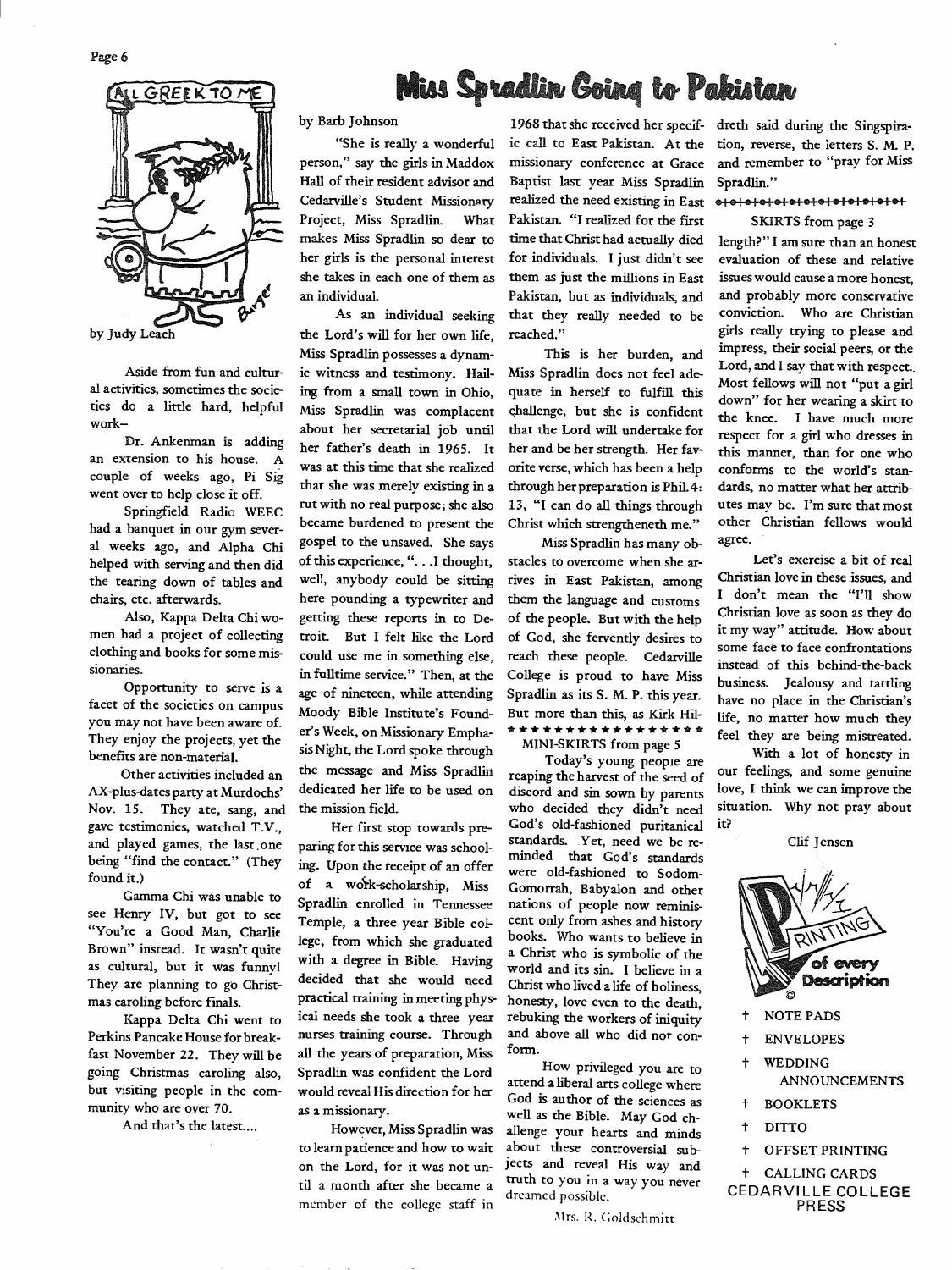## ALL GREEK TO ME

by Judy Leach

Aside from fun and cultural activities, sometimes the societies do a little hard, helpful work–

Dr. Ankenman is adding an extension to his house. A couple of weeks ago, Pi Sig went over to help close it off.

Springfield Radio WEEC had a banquet in our gym several weeks ago, and Alpha Chi helped with serving and then did the tearing down of tables and chairs, etc. afterwards.

Also, Kappa Delta Chi women had a project of collecting clothing and books for some missionaries.

Opportunity to serve is a facet of the societies on campus you may not have been aware of. They enjoy the projects, yet the benefits are non-material.

Other activities included an AX-plus-dates party at Murdochs' Nov. 15. They ate, sang, and gave testimonies, watched T.V., and played games, the last one being "find the contact." (They found it.)

Gamma Chi was unable to see Henry IV, but got to see "You're a Good Man, Charlie Brown" instead. It wasn't quite as cultural, but it was funny! They are planning to go Christmas caroling before finals.

Kappa Delta Chi went to Perkins Pancake House for breakfast November 22. They will be going Christmas caroling also, but visiting people in the community who are over 70.

And that's the latest....

# Miss Spradlin Going to Pakistan

by Barb Johnson

"She is really a wonderful person," say the girls in Maddox Hall of their resident advisor and Cedarville's Student Missionary Project, Miss Spradlin. What makes Miss Spradlin so dear to her girls is the personal interest she takes in each one of them as an individual.

As an individual seeking the Lord's will for her own life, Miss Spradlin possesses a dynamic witness and testimony. Hailing from a small town in Ohio, Miss Spradlin was complacent about her secretarial job until her father's death in 1965. It was at this time that she realized that she was merely existing in a rut with no real purpose; she also became burdened to present the gospel to the unsaved. She says of this experience, ". . .I thought, well, anybody could be sitting here pounding a typewriter and getting these reports in to Detroit. But I felt like the Lord could use me in something else, in fulltime service." Then, at the age of nineteen, while attending Moody Bible Institute's Founder's Week, on Missionary Emphasis Night, the Lord spoke through the message and Miss Spradlin dedicated her life to be used on the mission field.

Her first stop towards preparing for this service was schooling. Upon the receipt of an offer of a work-scholarship, Miss Spradlin enrolled in Tennessee Temple, a three year Bible college, from which she graduated with a degree in Bible. Having decided that she would need practical training in meeting physical needs she took a three year nurses training course. Through all the years of preparation, Miss Spradlin was confident the Lord would reveal His direction for her as a missionary.

However, Miss Spradlin was to learn patience and how to wait on the Lord, for it was not until a month after she became a member of the college staff in 1968 that she received her specific call to East Pakistan. At the missionary conference at Grace Baptist last year Miss Spradlin realized the need existing in East Pakistan. "I realized for the first time that Christ had actually died for individuals. I just didn't see them as just the millions in East Pakistan, but as individuals, and that they really needed to be reached."

This is her burden, and Miss Spradlin does not feel adequate in herself to fulfill this challenge, but she is confident that the Lord will undertake for her and be her strength. Her favorite verse, which has been a help through her preparation is Phil. 4: 13, "I can do all things through Christ which strengtheneth me."

Miss Spradlin has many obstacles to overcome when she arrives in East Pakistan, among them the language and customs of the people. But with the help of God, she fervently desires to reach these people. Cedarville College is proud to have Miss Spradlin as its S. M. P. this year. But more than this, as Kirk Hildreth said during the Singspiration, reverse, the letters S. M. P. and remember to "pray for Miss Spradlin."

### MINI-SKIRTS from page 5

Today's young people are reaping the harvest of the seed of discord and sin sown by parents who decided they didn't need God's old-fashioned puritanical standards. Yet, need we be reminded that God's standards were old-fashioned to Sodom-Gomorrah, Babyalon and other nations of people now reminiscent only from ashes and history books. Who wants to believe in a Christ who is symbolic of the world and its sin. I believe in a Christ who lived a life of holiness, honesty, love even to the death, rebuking the workers of iniquity and above all who did not conform.

How privileged you are to attend a liberal arts college where God is author of the sciences as well as the Bible. May God challenge your hearts and minds about these controversial subjects and reveal His way and truth to you in a way you never dreamed possible.

Mrs. R. Goldschmitt

### SKIRTS from page 3

length?" I am sure than an honest evaluation of these and relative issues would cause a more honest, and probably more conservative conviction. Who are Christian girls really trying to please and impress, their social peers, or the Lord, and I say that with respect. Most fellows will not "put a girl down" for her wearing a skirt to the knee. I have much more respect for a girl who dresses in this manner, than for one who conforms to the world's standards, no matter what her attributes may be. I'm sure that most other Christian fellows would agree.

Let's exercise a bit of real Christian love in these issues, and I don't mean the "I'll show Christian love as soon as they do it my way" attitude. How about some face to face confrontations instead of this behind-the-back business. Jealousy and tattling have no place in the Christian's life, no matter how much they feel they are being mistreated.

With a lot of honesty in our feelings, and some genuine love, I think we can improve the situation. Why not pray about it?

Clif Jensen

**PRINTING of every Description**

- NOTE PADS
- ENVELOPES
- WEDDING ANNOUNCEMENTS
- BOOKLETS
- DITTO
- OFFSET PRINTING
- CALLING CARDS

CEDARVILLE COLLEGE PRESS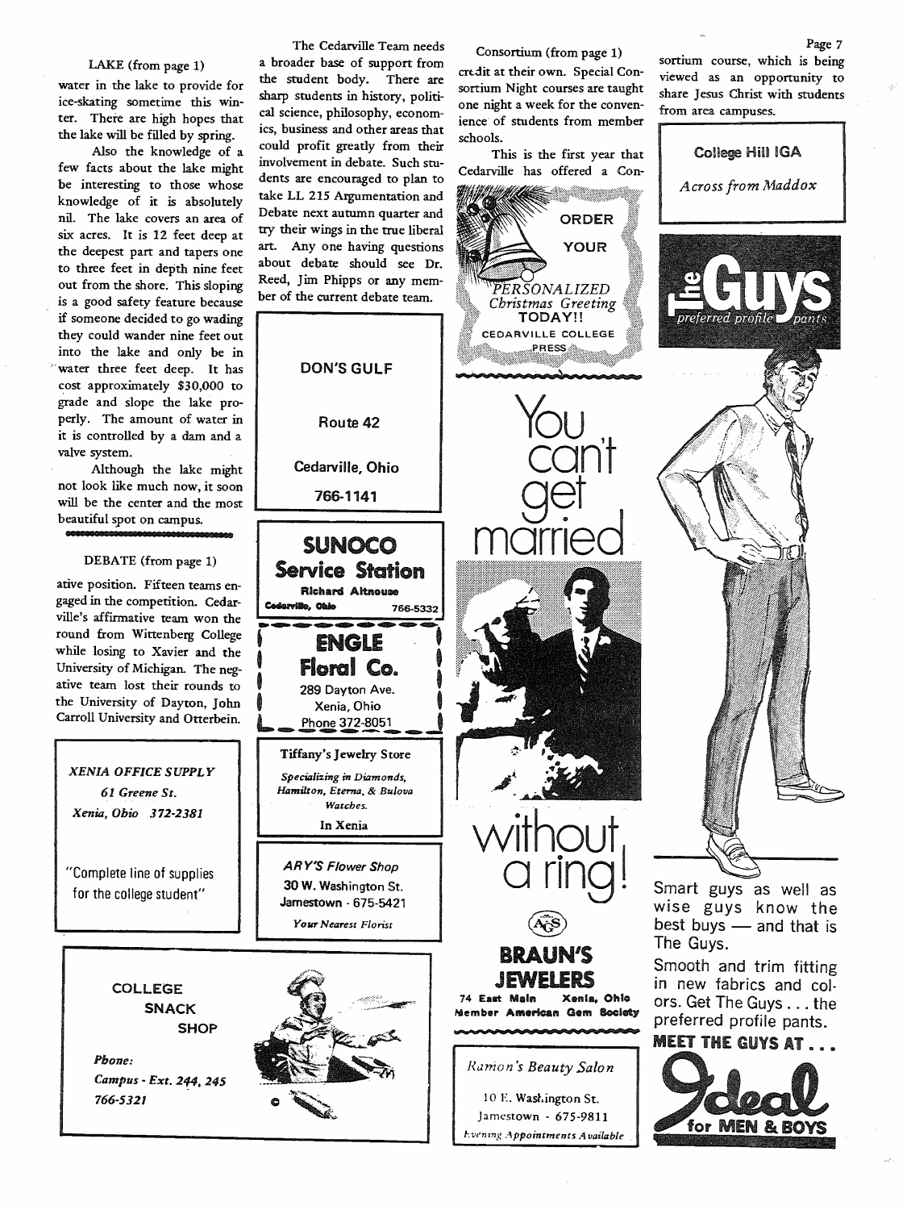LAKE (from page 1)

water in the lake to provide for ice-skating sometime this winter. There are high hopes that the lake will be filled by spring.

Also the knowledge of a few facts about the lake might be interesting to those whose knowledge of it is absolutely nil. The lake covers an area of six acres. It is 12 feet deep at the deepest part and tapers one to three feet in depth nine feet out from the shore. This sloping is a good safety feature because if someone decided to go wading they could wander nine feet out into the lake and only be in water three feet deep. It has cost approximately $30,000 to grade and slope the lake properly. The amount of water in it is controlled by a dam and a valve system.

Although the lake might not look like much now, it soon will be the center and the most beautiful spot on campus.

DEBATE (from page 1)

ative position. Fifteen teams engaged in the competition. Cedarville's affirmative team won the round from Wittenberg College while losing to Xavier and the University of Michigan. The negative team lost their rounds to the University of Dayton, John Carroll University and Otterbein.

The Cedarville Team needs a broader base of support from the student body. There are sharp students in history, political science, philosophy, economics, business and other areas that could profit greatly from their involvement in debate. Such students are encouraged to plan to take LL 215 Argumentation and Debate next autumn quarter and try their wings in the true liberal art. Any one having questions about debate should see Dr. Reed, Jim Phipps or any member of the current debate team.

Consortium (from page 1)

credit at their own. Special Consortium Night courses are taught one night a week for the convenience of students from member schools.

This is the first year that Cedarville has offered a Consortium course, which is being viewed as an opportunity to share Jesus Christ with students from area campuses.

---

*XENIA OFFICE SUPPLY*
*61 Greene St.*
*Xenia, Ohio 372-2381*

"Complete line of supplies for the college student"

---

**COLLEGE SNACK SHOP**

*Phone:*
*Campus - Ext. 244, 245*
*766-5321*

---

**DON'S GULF**

Route 42

Cedarville, Ohio

766-1141

---

**SUNOCO Service Station**

Richard Altnouse

Cedarville, Ohio 766-5332

---

**ENGLE Floral Co.**

289 Dayton Ave.
Xenia, Ohio
Phone 372-8051

---

Tiffany's Jewelry Store

*Specializing in Diamonds, Hamilton, Eterna, & Bulova Watches.*

In Xenia

---

*ARY'S Flower Shop*
30 W. Washington St.
Jamestown - 675-5421

*Your Nearest Florist*

---

ORDER YOUR *PERSONALIZED Christmas Greeting* TODAY!!

CEDARVILLE COLLEGE PRESS

---

You can't get married without a ring!

**BRAUN'S JEWELERS**

74 East Main Xenia, Ohio
Member American Gem Society

---

*Ramon's Beauty Salon*

10 E. Washington St.
Jamestown - 675-9811

*Evening Appointments Available*

---

College Hill IGA

*Across from Maddox*

---

**The Guys** *preferred profile pants*

Smart guys as well as wise guys know the best buys — and that is The Guys.

Smooth and trim fitting in new fabrics and colors. Get The Guys . . . the preferred profile pants.

**MEET THE GUYS AT . . .**

**Ideal for MEN & BOYS**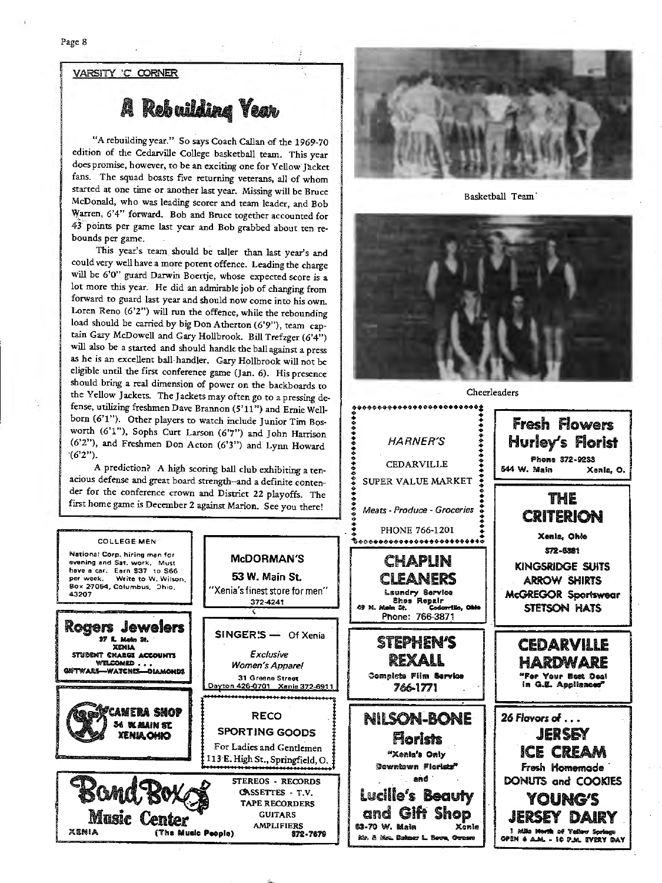VARSITY 'C' CORNER

# A Rebuilding Year

"A rebuilding year." So says Coach Callan of the 1969-70 edition of the Cedarville College basketball team. This year does promise, however, to be an exciting one for Yellow Jacket fans. The squad boasts five returning veterans, all of whom started at one time or another last year. Missing will be Bruce McDonald, who was leading scorer and team leader, and Bob Warren, 6'4" forward. Bob and Bruce together accounted for 43 points per game last year and Bob grabbed about ten rebounds per game.

This year's team should be taller than last year's and could very well have a more potent offence. Leading the charge will be 6'0" guard Darwin Boertje, whose expected score is a lot more this year. He did an admirable job of changing from forward to guard last year and should now come into his own. Loren Reno (6'2") will run the offence, while the rebounding load should be carried by big Don Atherton (6'9"), team captain Gary McDowell and Gary Hollbrook. Bill Trefzger (6'4") will also be a started and should handle the ball against a press as he is an excellent ball-handler. Gary Hollbrook will not be eligible until the first conference game (Jan. 6). His presence should bring a real dimension of power on the backboards to the Yellow Jackets. The Jackets may often go to a pressing defense, utilizing freshmen Dave Brannon (5'11") and Ernie Wellborn (6'1"). Other players to watch include Junior Tim Bosworth (6'1"), Sophs Curt Larson (6'7") and John Harrison (6'2"), and Freshmen Don Acton (6'3") and Lynn Howard (6'2").

A prediction? A high scoring ball club exhibiting a tenacious defense and great board strength--and a definite contender for the conference crown and District 22 playoffs. The first home game is December 2 against Marion. See you there!

Basketball Team

Cheerleaders

COLLEGE MEN

National Corp. hiring men for evening and Sat. work. Must have a car. Earn $37 to $66 per week. Write to W. Wilson, Box 27054, Columbus, Ohio, 43207

**McDORMAN'S**
53 W. Main St.
"Xenia's finest store for men"
372-4241

**Rogers Jewelers**
37 E. Main St.
XENIA
STUDENT CHARGE ACCOUNTS WELCOMED . . .
GIFTWARE—WATCHES—DIAMONDS

**SINGER'S** — Of Xenia
*Exclusive Women's Apparel*
31 Greene Street
Dayton 426-0701 Xenia 372-6911

**CAMERA SHOP**
34 W. MAIN ST.
XENIA, OHIO

**RECO SPORTING GOODS**
For Ladies and Gentlemen
113 E. High St., Springfield, O.

**Bond Box Music Center**
XENIA (The Music People)
STEREOS - RECORDS
CASSETTES - T.V.
TAPE RECORDERS
GUITARS
AMPLIFIERS
372-7679

*HARNER'S*
CEDARVILLE
SUPER VALUE MARKET
*Meats - Produce - Groceries*
PHONE 766-1201

**Fresh Flowers Hurley's Florist**
Phone 372-9233
544 W. Main Xenia, O.

**THE CRITERION**
Xenia, Ohio
372-6381
KINGSRIDGE SUITS
ARROW SHIRTS
McGREGOR Sportswear
STETSON HATS

**CHAPLIN CLEANERS**
Laundry Service
Shoe Repair
49 N. Main St. Cedarville, Ohio
Phone: 766-3871

**STEPHEN'S REXALL**
Complete Film Service
766-1771

**CEDARVILLE HARDWARE**
"For Your Best Deal in G.E. Appliances"

**NILSON-BONE Florists**
"Xenia's Only Downtown Florists"
and
**Lucille's Beauty and Gift Shop**
63-70 W. Main Xenia
Mr. & Mrs. Delmar L. Bone, Owners

*26 Flavors of . . .*
**JERSEY ICE CREAM**
Fresh Homemade DONUTS and COOKIES
**YOUNG'S JERSEY DAIRY**
1 Mile North of Yellow Springs
OPEN 6 A.M. - 10 P.M. EVERY DAY